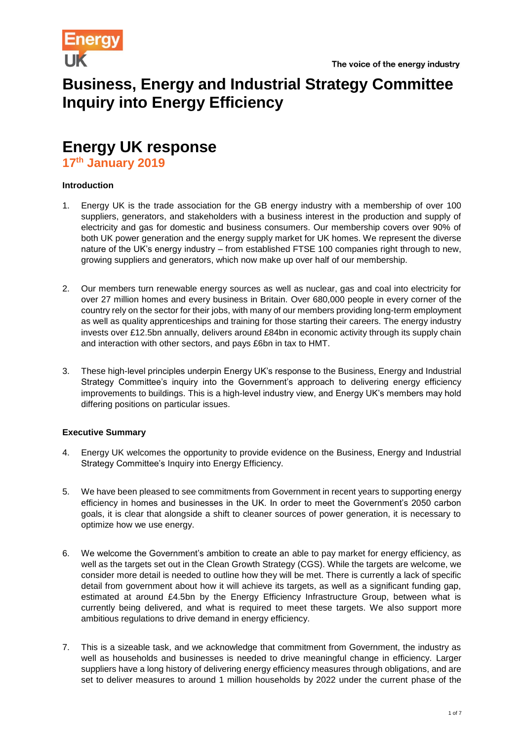# Business, Energy and Industrial Strategy Committee Inquiry into Energy Efficiency

## Energy UK response

### 17th January 2019

**Introduction**

1. Energy UK is the trade association for the GB energy industry with a membership of over 100 suppliers, generators, and stakeholders with a business interest in the production and supply of electricity and gas for domestic and business consumers. Our membership covers over 90% of both UK power generation and the energy supply market for UK homes. We represent the diverse nature of the UK's energy industry – from established FTSE 100 companies right through to new, growing suppliers and generators, which now make up over half of our membership.

2. Our members turn renewable energy sources as well as nuclear, gas and coal into electricity for over 27 million homes and every business in Britain. Over 680,000 people in every corner of the country rely on the sector for their jobs, with many of our members providing long-term employment as well as quality apprenticeships and training for those starting their careers. The energy industry invests over £12.5bn annually, delivers around £84bn in economic activity through its supply chain and interaction with other sectors, and pays £6bn in tax to HMT.

3. These high-level principles underpin Energy UK's response to the Business, Energy and Industrial Strategy Committee's inquiry into the Government's approach to delivering energy efficiency improvements to buildings. This is a high-level industry view, and Energy UK's members may hold differing positions on particular issues.

**Executive Summary**

4. Energy UK welcomes the opportunity to provide evidence on the Business, Energy and Industrial Strategy Committee's Inquiry into Energy Efficiency.

5. We have been pleased to see commitments from Government in recent years to supporting energy efficiency in homes and businesses in the UK. In order to meet the Government's 2050 carbon goals, it is clear that alongside a shift to cleaner sources of power generation, it is necessary to optimize how we use energy.

6. We welcome the Government's ambition to create an able to pay market for energy efficiency, as well as the targets set out in the Clean Growth Strategy (CGS). While the targets are welcome, we consider more detail is needed to outline how they will be met. There is currently a lack of specific detail from government about how it will achieve its targets, as well as a significant funding gap, estimated at around £4.5bn by the Energy Efficiency Infrastructure Group, between what is currently being delivered, and what is required to meet these targets. We also support more ambitious regulations to drive demand in energy efficiency.

7. This is a sizeable task, and we acknowledge that commitment from Government, the industry as well as households and businesses is needed to drive meaningful change in efficiency. Larger suppliers have a long history of delivering energy efficiency measures through obligations, and are set to deliver measures to around 1 million households by 2022 under the current phase of the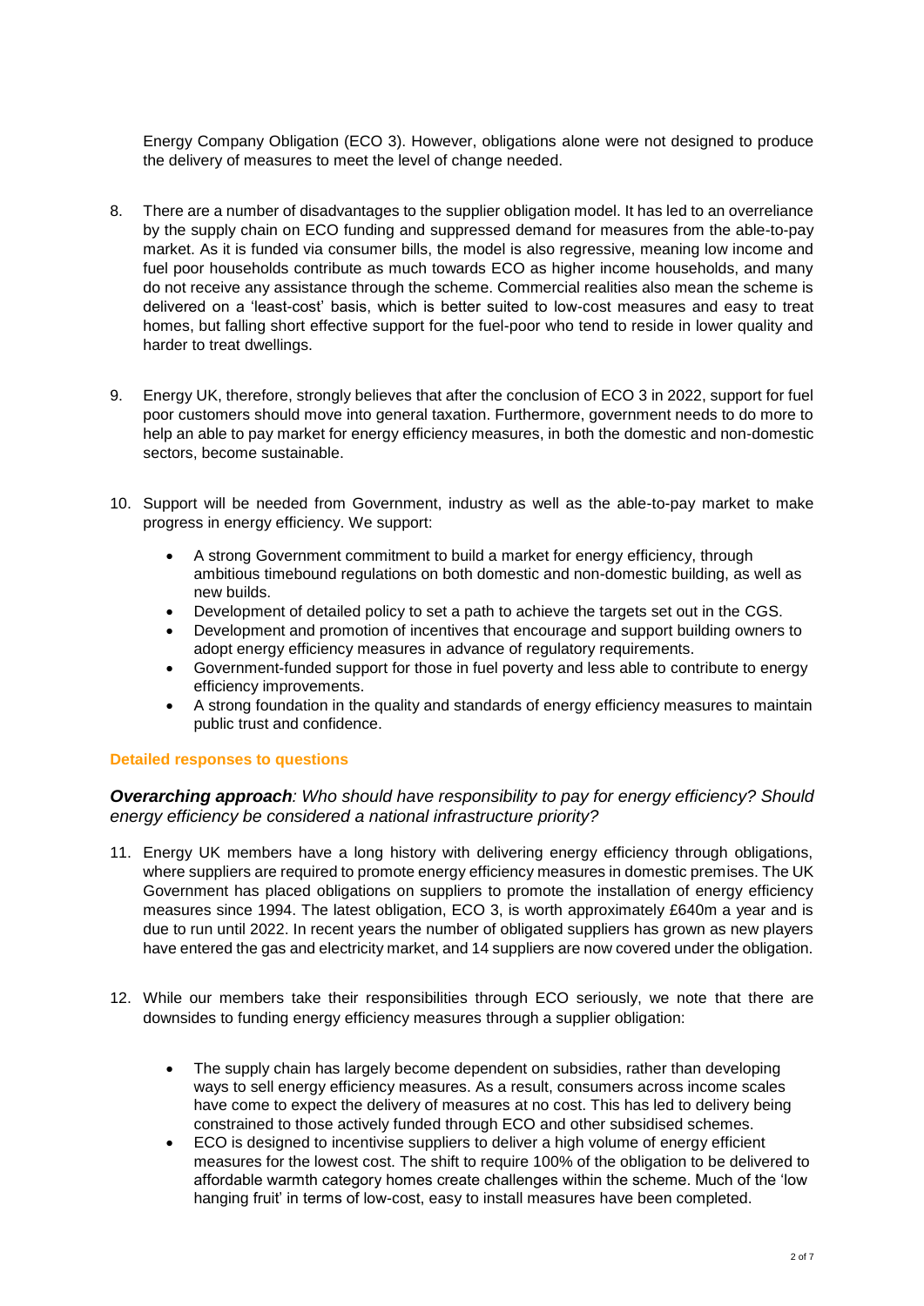Energy Company Obligation (ECO 3). However, obligations alone were not designed to produce the delivery of measures to meet the level of change needed.

8. There are a number of disadvantages to the supplier obligation model. It has led to an overreliance by the supply chain on ECO funding and suppressed demand for measures from the able-to-pay market. As it is funded via consumer bills, the model is also regressive, meaning low income and fuel poor households contribute as much towards ECO as higher income households, and many do not receive any assistance through the scheme. Commercial realities also mean the scheme is delivered on a 'least-cost' basis, which is better suited to low-cost measures and easy to treat homes, but falling short effective support for the fuel-poor who tend to reside in lower quality and harder to treat dwellings.

9. Energy UK, therefore, strongly believes that after the conclusion of ECO 3 in 2022, support for fuel poor customers should move into general taxation. Furthermore, government needs to do more to help an able to pay market for energy efficiency measures, in both the domestic and non-domestic sectors, become sustainable.

10. Support will be needed from Government, industry as well as the able-to-pay market to make progress in energy efficiency. We support:

    - A strong Government commitment to build a market for energy efficiency, through ambitious timebound regulations on both domestic and non-domestic building, as well as new builds.
    - Development of detailed policy to set a path to achieve the targets set out in the CGS.
    - Development and promotion of incentives that encourage and support building owners to adopt energy efficiency measures in advance of regulatory requirements.
    - Government-funded support for those in fuel poverty and less able to contribute to energy efficiency improvements.
    - A strong foundation in the quality and standards of energy efficiency measures to maintain public trust and confidence.

### Detailed responses to questions

***Overarching approach**: Who should have responsibility to pay for energy efficiency? Should energy efficiency be considered a national infrastructure priority?*

11. Energy UK members have a long history with delivering energy efficiency through obligations, where suppliers are required to promote energy efficiency measures in domestic premises. The UK Government has placed obligations on suppliers to promote the installation of energy efficiency measures since 1994. The latest obligation, ECO 3, is worth approximately £640m a year and is due to run until 2022. In recent years the number of obligated suppliers has grown as new players have entered the gas and electricity market, and 14 suppliers are now covered under the obligation.

12. While our members take their responsibilities through ECO seriously, we note that there are downsides to funding energy efficiency measures through a supplier obligation:

    - The supply chain has largely become dependent on subsidies, rather than developing ways to sell energy efficiency measures. As a result, consumers across income scales have come to expect the delivery of measures at no cost. This has led to delivery being constrained to those actively funded through ECO and other subsidised schemes.
    - ECO is designed to incentivise suppliers to deliver a high volume of energy efficient measures for the lowest cost. The shift to require 100% of the obligation to be delivered to affordable warmth category homes create challenges within the scheme. Much of the 'low hanging fruit' in terms of low-cost, easy to install measures have been completed.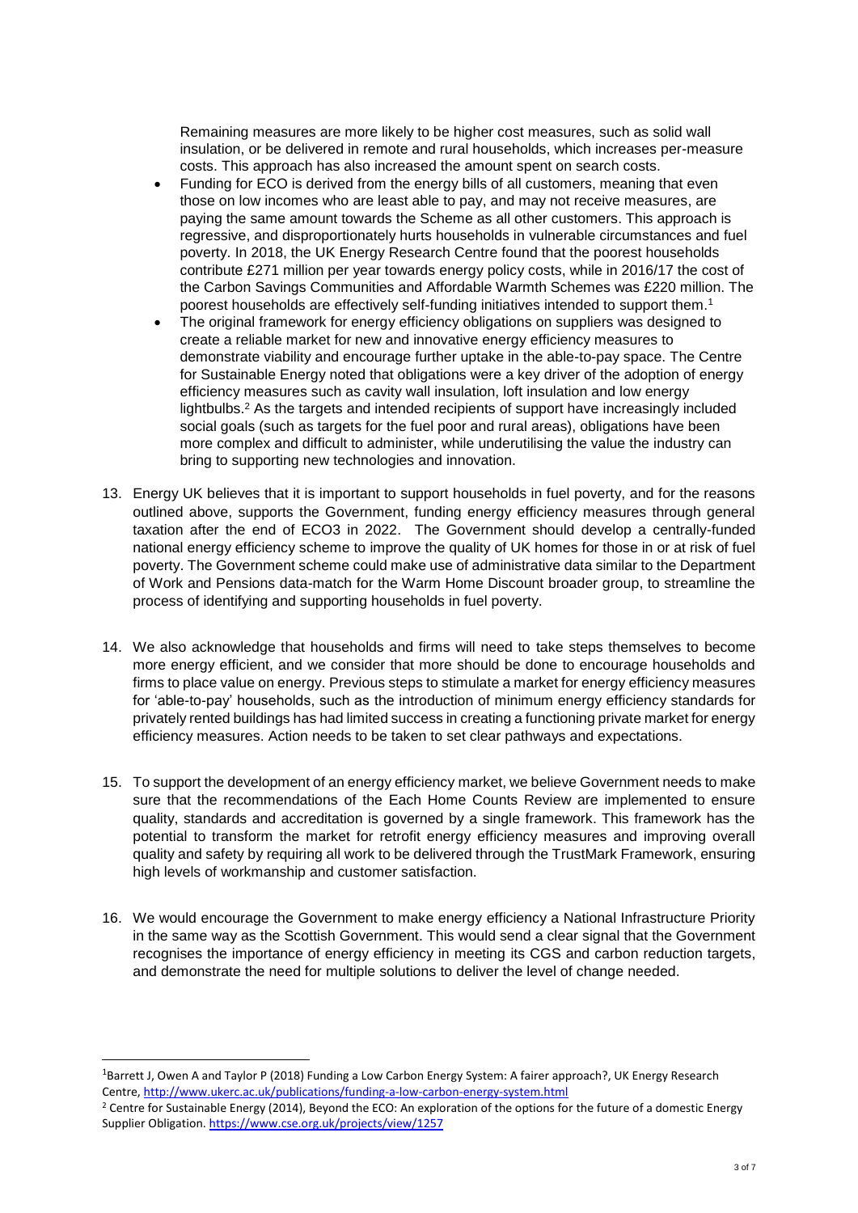Remaining measures are more likely to be higher cost measures, such as solid wall insulation, or be delivered in remote and rural households, which increases per-measure costs. This approach has also increased the amount spent on search costs.

- Funding for ECO is derived from the energy bills of all customers, meaning that even those on low incomes who are least able to pay, and may not receive measures, are paying the same amount towards the Scheme as all other customers. This approach is regressive, and disproportionately hurts households in vulnerable circumstances and fuel poverty. In 2018, the UK Energy Research Centre found that the poorest households contribute £271 million per year towards energy policy costs, while in 2016/17 the cost of the Carbon Savings Communities and Affordable Warmth Schemes was £220 million. The poorest households are effectively self-funding initiatives intended to support them.[1]
- The original framework for energy efficiency obligations on suppliers was designed to create a reliable market for new and innovative energy efficiency measures to demonstrate viability and encourage further uptake in the able-to-pay space. The Centre for Sustainable Energy noted that obligations were a key driver of the adoption of energy efficiency measures such as cavity wall insulation, loft insulation and low energy lightbulbs.[2] As the targets and intended recipients of support have increasingly included social goals (such as targets for the fuel poor and rural areas), obligations have been more complex and difficult to administer, while underutilising the value the industry can bring to supporting new technologies and innovation.

13. Energy UK believes that it is important to support households in fuel poverty, and for the reasons outlined above, supports the Government, funding energy efficiency measures through general taxation after the end of ECO3 in 2022. The Government should develop a centrally-funded national energy efficiency scheme to improve the quality of UK homes for those in or at risk of fuel poverty. The Government scheme could make use of administrative data similar to the Department of Work and Pensions data-match for the Warm Home Discount broader group, to streamline the process of identifying and supporting households in fuel poverty.

14. We also acknowledge that households and firms will need to take steps themselves to become more energy efficient, and we consider that more should be done to encourage households and firms to place value on energy. Previous steps to stimulate a market for energy efficiency measures for 'able-to-pay' households, such as the introduction of minimum energy efficiency standards for privately rented buildings has had limited success in creating a functioning private market for energy efficiency measures. Action needs to be taken to set clear pathways and expectations.

15. To support the development of an energy efficiency market, we believe Government needs to make sure that the recommendations of the Each Home Counts Review are implemented to ensure quality, standards and accreditation is governed by a single framework. This framework has the potential to transform the market for retrofit energy efficiency measures and improving overall quality and safety by requiring all work to be delivered through the TrustMark Framework, ensuring high levels of workmanship and customer satisfaction.

16. We would encourage the Government to make energy efficiency a National Infrastructure Priority in the same way as the Scottish Government. This would send a clear signal that the Government recognises the importance of energy efficiency in meeting its CGS and carbon reduction targets, and demonstrate the need for multiple solutions to deliver the level of change needed.

---

[1] Barrett J, Owen A and Taylor P (2018) Funding a Low Carbon Energy System: A fairer approach?, UK Energy Research Centre, http://www.ukerc.ac.uk/publications/funding-a-low-carbon-energy-system.html

[2] Centre for Sustainable Energy (2014), Beyond the ECO: An exploration of the options for the future of a domestic Energy Supplier Obligation. https://www.cse.org.uk/projects/view/1257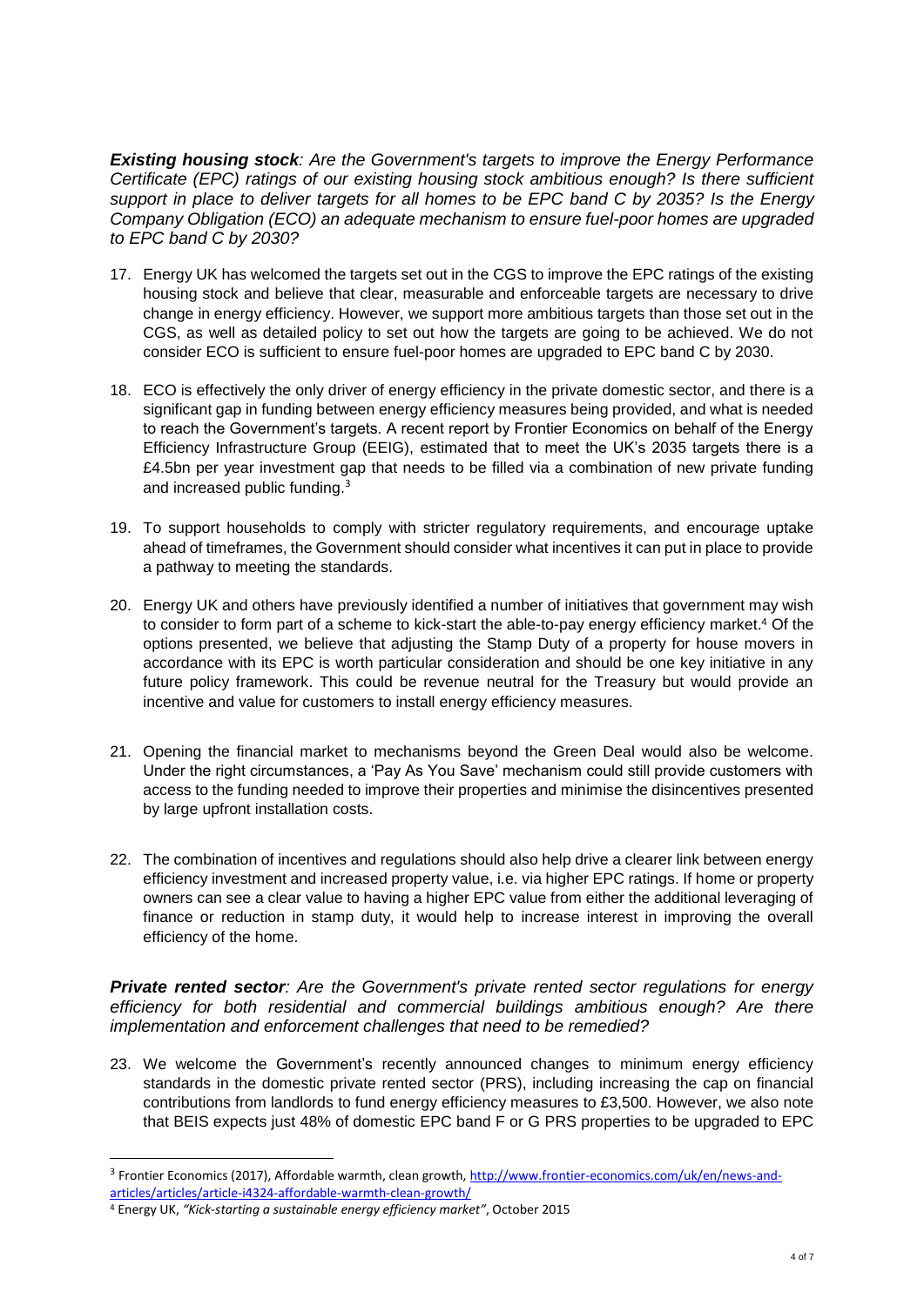***Existing housing stock**: Are the Government's targets to improve the Energy Performance Certificate (EPC) ratings of our existing housing stock ambitious enough? Is there sufficient support in place to deliver targets for all homes to be EPC band C by 2035? Is the Energy Company Obligation (ECO) an adequate mechanism to ensure fuel-poor homes are upgraded to EPC band C by 2030?*

17. Energy UK has welcomed the targets set out in the CGS to improve the EPC ratings of the existing housing stock and believe that clear, measurable and enforceable targets are necessary to drive change in energy efficiency. However, we support more ambitious targets than those set out in the CGS, as well as detailed policy to set out how the targets are going to be achieved. We do not consider ECO is sufficient to ensure fuel-poor homes are upgraded to EPC band C by 2030.

18. ECO is effectively the only driver of energy efficiency in the private domestic sector, and there is a significant gap in funding between energy efficiency measures being provided, and what is needed to reach the Government's targets. A recent report by Frontier Economics on behalf of the Energy Efficiency Infrastructure Group (EEIG), estimated that to meet the UK's 2035 targets there is a £4.5bn per year investment gap that needs to be filled via a combination of new private funding and increased public funding.[3]

19. To support households to comply with stricter regulatory requirements, and encourage uptake ahead of timeframes, the Government should consider what incentives it can put in place to provide a pathway to meeting the standards.

20. Energy UK and others have previously identified a number of initiatives that government may wish to consider to form part of a scheme to kick-start the able-to-pay energy efficiency market.[4] Of the options presented, we believe that adjusting the Stamp Duty of a property for house movers in accordance with its EPC is worth particular consideration and should be one key initiative in any future policy framework. This could be revenue neutral for the Treasury but would provide an incentive and value for customers to install energy efficiency measures.

21. Opening the financial market to mechanisms beyond the Green Deal would also be welcome. Under the right circumstances, a 'Pay As You Save' mechanism could still provide customers with access to the funding needed to improve their properties and minimise the disincentives presented by large upfront installation costs.

22. The combination of incentives and regulations should also help drive a clearer link between energy efficiency investment and increased property value, i.e. via higher EPC ratings. If home or property owners can see a clear value to having a higher EPC value from either the additional leveraging of finance or reduction in stamp duty, it would help to increase interest in improving the overall efficiency of the home.

***Private rented sector**: Are the Government's private rented sector regulations for energy efficiency for both residential and commercial buildings ambitious enough? Are there implementation and enforcement challenges that need to be remedied?*

23. We welcome the Government's recently announced changes to minimum energy efficiency standards in the domestic private rented sector (PRS), including increasing the cap on financial contributions from landlords to fund energy efficiency measures to £3,500. However, we also note that BEIS expects just 48% of domestic EPC band F or G PRS properties to be upgraded to EPC

---

[3] Frontier Economics (2017), Affordable warmth, clean growth, http://www.frontier-economics.com/uk/en/news-and-articles/articles/article-i4324-affordable-warmth-clean-growth/

[4] Energy UK, *"Kick-starting a sustainable energy efficiency market"*, October 2015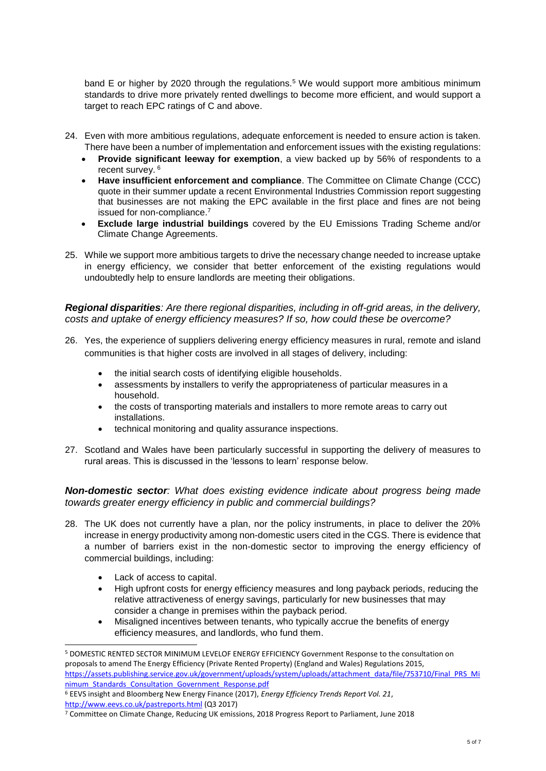band E or higher by 2020 through the regulations.[5] We would support more ambitious minimum standards to drive more privately rented dwellings to become more efficient, and would support a target to reach EPC ratings of C and above.

24. Even with more ambitious regulations, adequate enforcement is needed to ensure action is taken. There have been a number of implementation and enforcement issues with the existing regulations:
    - **Provide significant leeway for exemption**, a view backed up by 56% of respondents to a recent survey. [6]
    - **Have insufficient enforcement and compliance**. The Committee on Climate Change (CCC) quote in their summer update a recent Environmental Industries Commission report suggesting that businesses are not making the EPC available in the first place and fines are not being issued for non-compliance.[7]
    - **Exclude large industrial buildings** covered by the EU Emissions Trading Scheme and/or Climate Change Agreements.

25. While we support more ambitious targets to drive the necessary change needed to increase uptake in energy efficiency, we consider that better enforcement of the existing regulations would undoubtedly help to ensure landlords are meeting their obligations.

***Regional disparities****: Are there regional disparities, including in off-grid areas, in the delivery, costs and uptake of energy efficiency measures? If so, how could these be overcome?*

26. Yes, the experience of suppliers delivering energy efficiency measures in rural, remote and island communities is that higher costs are involved in all stages of delivery, including:
    - the initial search costs of identifying eligible households.
    - assessments by installers to verify the appropriateness of particular measures in a household.
    - the costs of transporting materials and installers to more remote areas to carry out installations.
    - technical monitoring and quality assurance inspections.

27. Scotland and Wales have been particularly successful in supporting the delivery of measures to rural areas. This is discussed in the 'lessons to learn' response below.

***Non-domestic sector****: What does existing evidence indicate about progress being made towards greater energy efficiency in public and commercial buildings?*

28. The UK does not currently have a plan, nor the policy instruments, in place to deliver the 20% increase in energy productivity among non-domestic users cited in the CGS. There is evidence that a number of barriers exist in the non-domestic sector to improving the energy efficiency of commercial buildings, including:
    - Lack of access to capital.
    - High upfront costs for energy efficiency measures and long payback periods, reducing the relative attractiveness of energy savings, particularly for new businesses that may consider a change in premises within the payback period.
    - Misaligned incentives between tenants, who typically accrue the benefits of energy efficiency measures, and landlords, who fund them.

---

[5] DOMESTIC RENTED SECTOR MINIMUM LEVELOF ENERGY EFFICIENCY Government Response to the consultation on proposals to amend The Energy Efficiency (Private Rented Property) (England and Wales) Regulations 2015, https://assets.publishing.service.gov.uk/government/uploads/system/uploads/attachment_data/file/753710/Final_PRS_Minimum_Standards_Consultation_Government_Response.pdf

[6] EEVS insight and Bloomberg New Energy Finance (2017), *Energy Efficiency Trends Report Vol. 21*, http://www.eevs.co.uk/pastreports.html (Q3 2017)

[7] Committee on Climate Change, Reducing UK emissions, 2018 Progress Report to Parliament, June 2018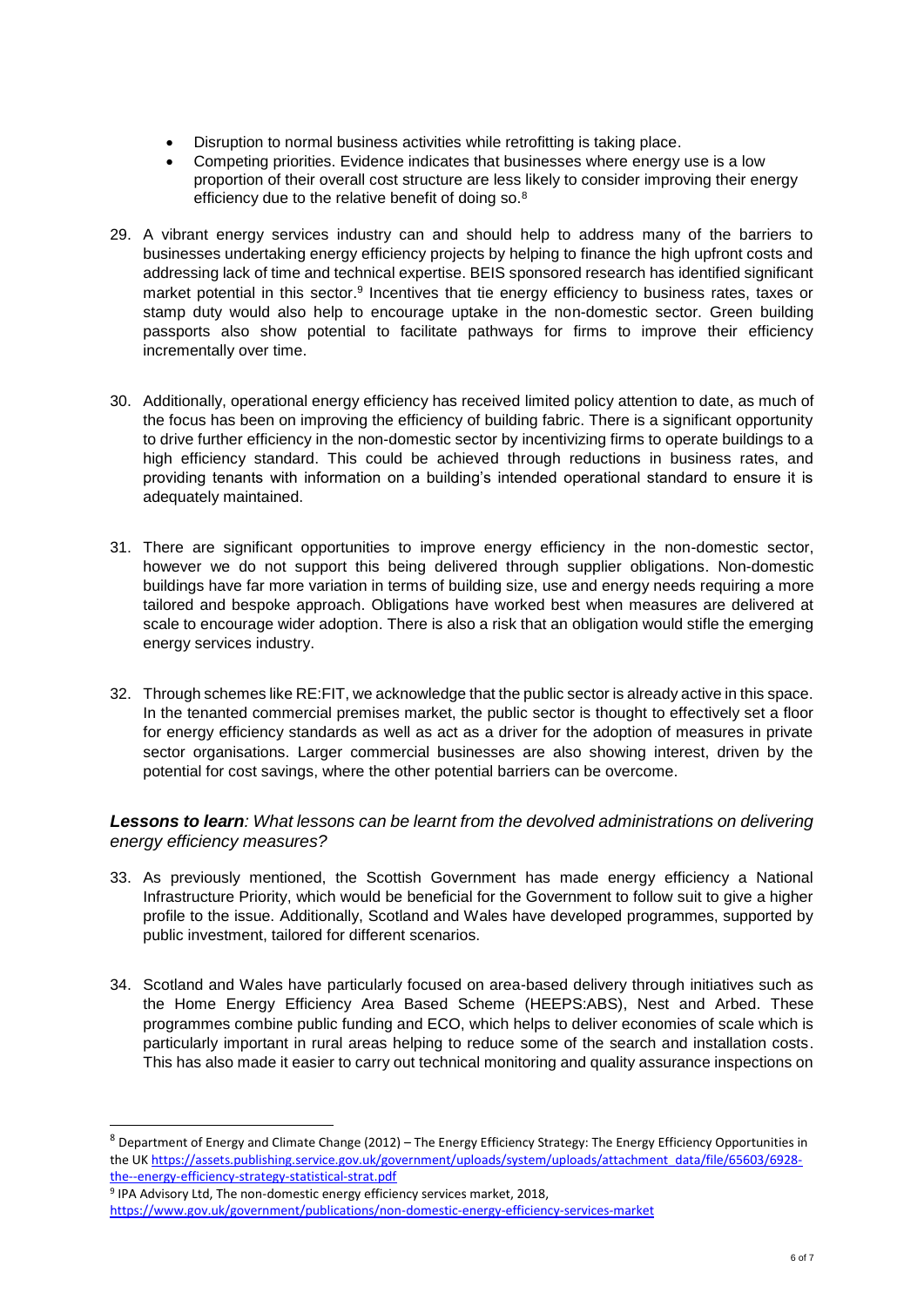- Disruption to normal business activities while retrofitting is taking place.
- Competing priorities. Evidence indicates that businesses where energy use is a low proportion of their overall cost structure are less likely to consider improving their energy efficiency due to the relative benefit of doing so.[8]

29. A vibrant energy services industry can and should help to address many of the barriers to businesses undertaking energy efficiency projects by helping to finance the high upfront costs and addressing lack of time and technical expertise. BEIS sponsored research has identified significant market potential in this sector.[9] Incentives that tie energy efficiency to business rates, taxes or stamp duty would also help to encourage uptake in the non-domestic sector. Green building passports also show potential to facilitate pathways for firms to improve their efficiency incrementally over time.

30. Additionally, operational energy efficiency has received limited policy attention to date, as much of the focus has been on improving the efficiency of building fabric. There is a significant opportunity to drive further efficiency in the non-domestic sector by incentivizing firms to operate buildings to a high efficiency standard. This could be achieved through reductions in business rates, and providing tenants with information on a building's intended operational standard to ensure it is adequately maintained.

31. There are significant opportunities to improve energy efficiency in the non-domestic sector, however we do not support this being delivered through supplier obligations. Non-domestic buildings have far more variation in terms of building size, use and energy needs requiring a more tailored and bespoke approach. Obligations have worked best when measures are delivered at scale to encourage wider adoption. There is also a risk that an obligation would stifle the emerging energy services industry.

32. Through schemes like RE:FIT, we acknowledge that the public sector is already active in this space. In the tenanted commercial premises market, the public sector is thought to effectively set a floor for energy efficiency standards as well as act as a driver for the adoption of measures in private sector organisations. Larger commercial businesses are also showing interest, driven by the potential for cost savings, where the other potential barriers can be overcome.

### ***Lessons to learn**: What lessons can be learnt from the devolved administrations on delivering energy efficiency measures?*

33. As previously mentioned, the Scottish Government has made energy efficiency a National Infrastructure Priority, which would be beneficial for the Government to follow suit to give a higher profile to the issue. Additionally, Scotland and Wales have developed programmes, supported by public investment, tailored for different scenarios.

34. Scotland and Wales have particularly focused on area-based delivery through initiatives such as the Home Energy Efficiency Area Based Scheme (HEEPS:ABS), Nest and Arbed. These programmes combine public funding and ECO, which helps to deliver economies of scale which is particularly important in rural areas helping to reduce some of the search and installation costs. This has also made it easier to carry out technical monitoring and quality assurance inspections on

---

[8] Department of Energy and Climate Change (2012) – The Energy Efficiency Strategy: The Energy Efficiency Opportunities in the UK https://assets.publishing.service.gov.uk/government/uploads/system/uploads/attachment_data/file/65603/6928-the--energy-efficiency-strategy-statistical-strat.pdf

[9] IPA Advisory Ltd, The non-domestic energy efficiency services market, 2018, https://www.gov.uk/government/publications/non-domestic-energy-efficiency-services-market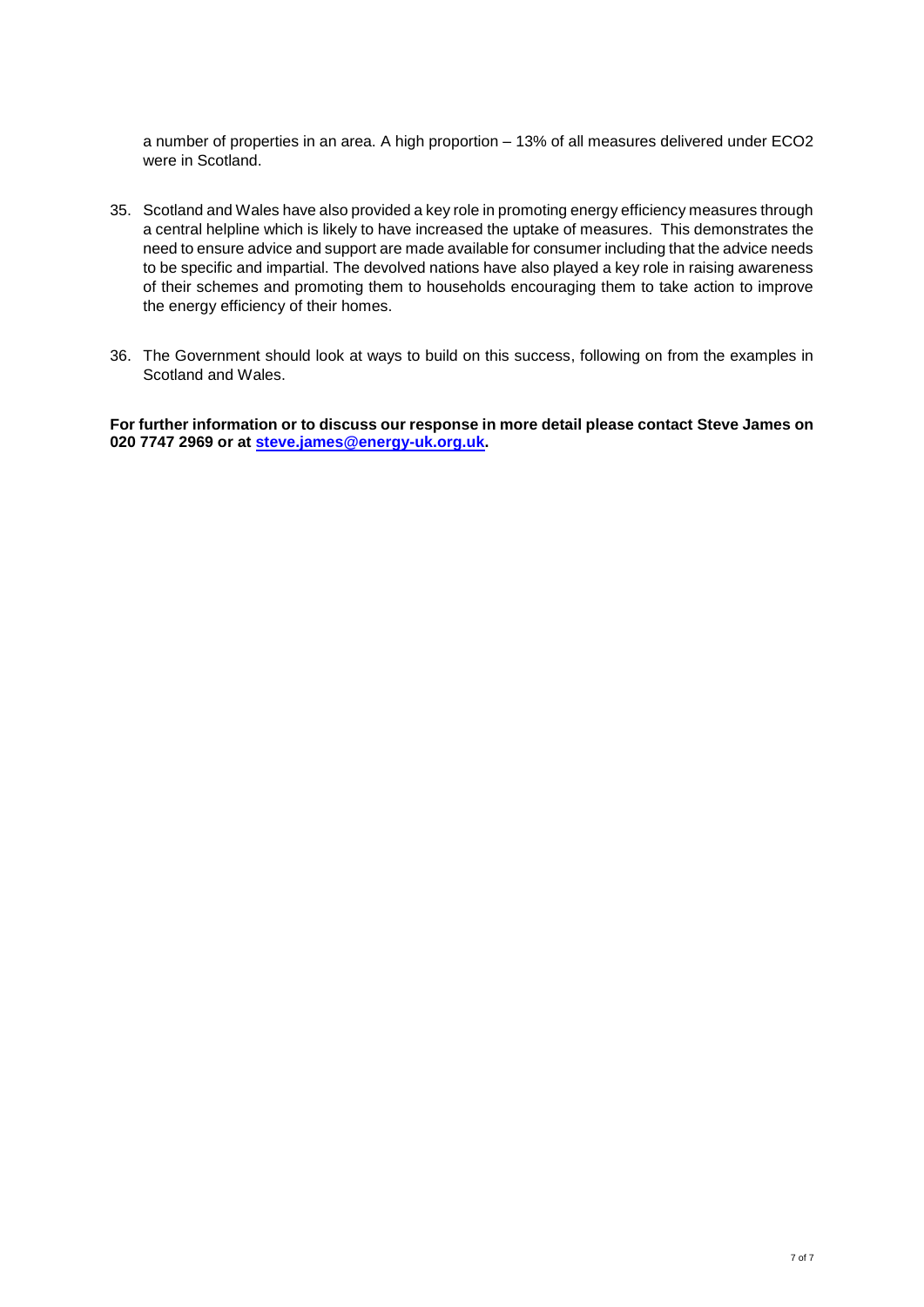a number of properties in an area. A high proportion – 13% of all measures delivered under ECO2 were in Scotland.

35. Scotland and Wales have also provided a key role in promoting energy efficiency measures through a central helpline which is likely to have increased the uptake of measures. This demonstrates the need to ensure advice and support are made available for consumer including that the advice needs to be specific and impartial. The devolved nations have also played a key role in raising awareness of their schemes and promoting them to households encouraging them to take action to improve the energy efficiency of their homes.

36. The Government should look at ways to build on this success, following on from the examples in Scotland and Wales.

**For further information or to discuss our response in more detail please contact Steve James on 020 7747 2969 or at steve.james@energy-uk.org.uk.**